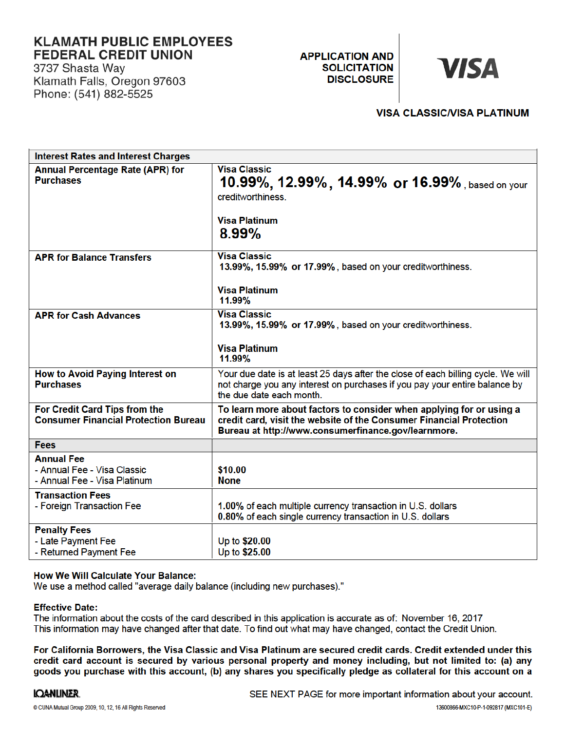# KLAMATH PUBLIC EMPLOYEES FEDERAL CREDIT UNION

3737 Shasta Way
Klamath Falls, Oregon 97603
Phone: (541) 882-5525

**APPLICATION AND SOLICITATION DISCLOSURE**

**VISA**

**VISA CLASSIC/VISA PLATINUM**

| **Interest Rates and Interest Charges** | |
|---|---|
| **Annual Percentage Rate (APR) for Purchases** | **Visa Classic**<br>**10.99%, 12.99%, 14.99% or 16.99%**, based on your creditworthiness.<br><br>**Visa Platinum**<br>**8.99%** |
| **APR for Balance Transfers** | **Visa Classic**<br>**13.99%, 15.99% or 17.99%**, based on your creditworthiness.<br><br>**Visa Platinum**<br>**11.99%** |
| **APR for Cash Advances** | **Visa Classic**<br>**13.99%, 15.99% or 17.99%**, based on your creditworthiness.<br><br>**Visa Platinum**<br>**11.99%** |
| **How to Avoid Paying Interest on Purchases** | Your due date is at least 25 days after the close of each billing cycle. We will not charge you any interest on purchases if you pay your entire balance by the due date each month. |
| **For Credit Card Tips from the Consumer Financial Protection Bureau** | **To learn more about factors to consider when applying for or using a credit card, visit the website of the Consumer Financial Protection Bureau at http://www.consumerfinance.gov/learnmore.** |
| **Fees** | |
| **Annual Fee**<br>- Annual Fee - Visa Classic<br>- Annual Fee - Visa Platinum | <br>**$10.00**<br>**None** |
| **Transaction Fees**<br>- Foreign Transaction Fee | <br>**1.00%** of each multiple currency transaction in U.S. dollars<br>**0.80%** of each single currency transaction in U.S. dollars |
| **Penalty Fees**<br>- Late Payment Fee<br>- Returned Payment Fee | <br>Up to **$20.00**<br>Up to **$25.00** |

**How We Will Calculate Your Balance:**
We use a method called "average daily balance (including new purchases)."

**Effective Date:**
The information about the costs of the card described in this application is accurate as of: November 16, 2017
This information may have changed after that date. To find out what may have changed, contact the Credit Union.

**For California Borrowers, the Visa Classic and Visa Platinum are secured credit cards. Credit extended under this credit card account is secured by various personal property and money including, but not limited to: (a) any goods you purchase with this account, (b) any shares you specifically pledge as collateral for this account on a**

SEE NEXT PAGE for more important information about your account.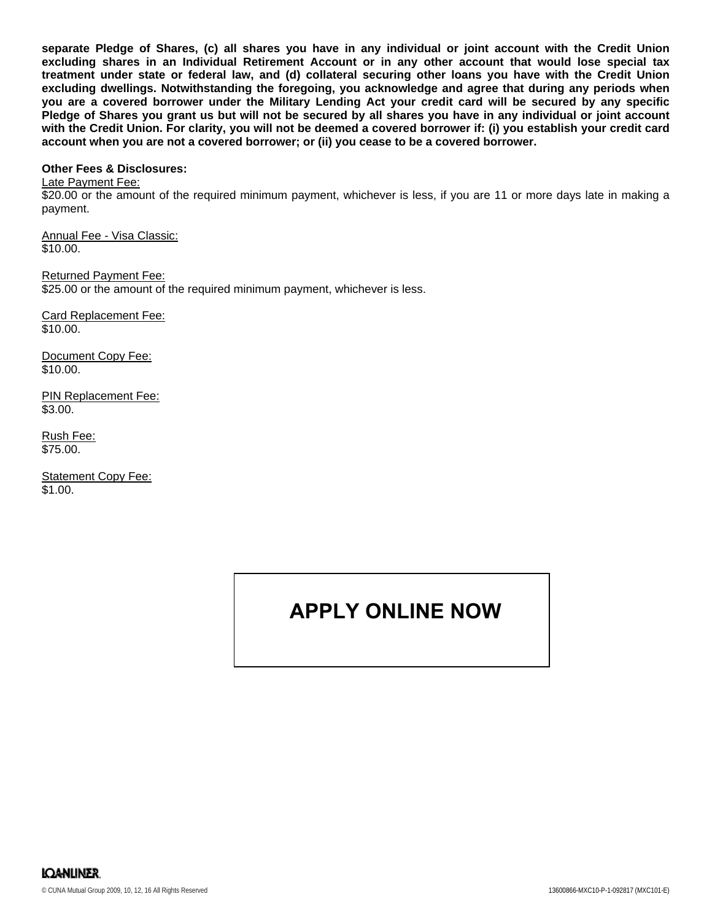**separate Pledge of Shares, (c) all shares you have in any individual or joint account with the Credit Union excluding shares in an Individual Retirement Account or in any other account that would lose special tax treatment under state or federal law, and (d) collateral securing other loans you have with the Credit Union excluding dwellings. Notwithstanding the foregoing, you acknowledge and agree that during any periods when you are a covered borrower under the Military Lending Act your credit card will be secured by any specific Pledge of Shares you grant us but will not be secured by all shares you have in any individual or joint account with the Credit Union. For clarity, you will not be deemed a covered borrower if: (i) you establish your credit card account when you are not a covered borrower; or (ii) you cease to be a covered borrower.**

**Other Fees & Disclosures:**

Late Payment Fee:
$20.00 or the amount of the required minimum payment, whichever is less, if you are 11 or more days late in making a payment.

Annual Fee - Visa Classic:
$10.00.

Returned Payment Fee:
$25.00 or the amount of the required minimum payment, whichever is less.

Card Replacement Fee:
$10.00.

Document Copy Fee:
$10.00.

PIN Replacement Fee:
$3.00.

Rush Fee:
$75.00.

Statement Copy Fee:
$1.00.

**APPLY ONLINE NOW**

LOANLINER

© CUNA Mutual Group 2009, 10, 12, 16 All Rights Reserved

13600866-MXC10-P-1-092817 (MXC101-E)